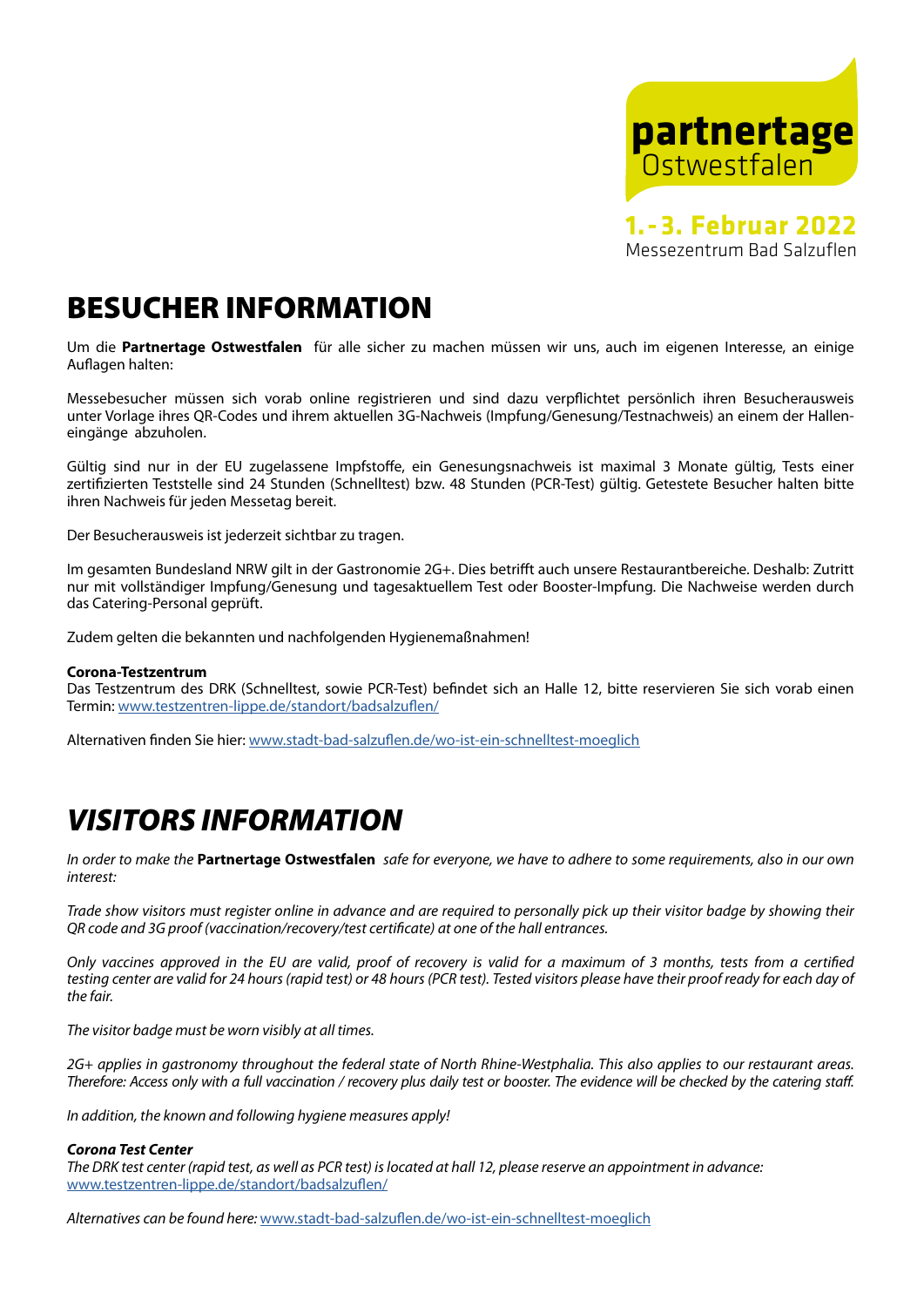**partnertage**
Ostwestfalen

**1.-3. Februar 2022**
Messezentrum Bad Salzuflen

# BESUCHER INFORMATION

Um die **Partnertage Ostwestfalen** für alle sicher zu machen müssen wir uns, auch im eigenen Interesse, an einige Auflagen halten:

Messebesucher müssen sich vorab online registrieren und sind dazu verpflichtet persönlich ihren Besucherausweis unter Vorlage ihres QR-Codes und ihrem aktuellen 3G-Nachweis (Impfung/Genesung/Testnachweis) an einem der Halleneingänge abzuholen.

Gültig sind nur in der EU zugelassene Impfstoffe, ein Genesungsnachweis ist maximal 3 Monate gültig, Tests einer zertifizierten Teststelle sind 24 Stunden (Schnelltest) bzw. 48 Stunden (PCR-Test) gültig. Getestete Besucher halten bitte ihren Nachweis für jeden Messetag bereit.

Der Besucherausweis ist jederzeit sichtbar zu tragen.

Im gesamten Bundesland NRW gilt in der Gastronomie 2G+. Dies betrifft auch unsere Restaurantbereiche. Deshalb: Zutritt nur mit vollständiger Impfung/Genesung und tagesaktuellem Test oder Booster-Impfung. Die Nachweise werden durch das Catering-Personal geprüft.

Zudem gelten die bekannten und nachfolgenden Hygienemaßnahmen!

**Corona-Testzentrum**
Das Testzentrum des DRK (Schnelltest, sowie PCR-Test) befindet sich an Halle 12, bitte reservieren Sie sich vorab einen Termin: www.testzentren-lippe.de/standort/badsalzuflen/

Alternativen finden Sie hier: www.stadt-bad-salzuflen.de/wo-ist-ein-schnelltest-moeglich

# *VISITORS INFORMATION*

*In order to make the* **Partnertage Ostwestfalen** *safe for everyone, we have to adhere to some requirements, also in our own interest:*

*Trade show visitors must register online in advance and are required to personally pick up their visitor badge by showing their QR code and 3G proof (vaccination/recovery/test certificate) at one of the hall entrances.*

*Only vaccines approved in the EU are valid, proof of recovery is valid for a maximum of 3 months, tests from a certified testing center are valid for 24 hours (rapid test) or 48 hours (PCR test). Tested visitors please have their proof ready for each day of the fair.*

*The visitor badge must be worn visibly at all times.*

*2G+ applies in gastronomy throughout the federal state of North Rhine-Westphalia. This also applies to our restaurant areas. Therefore: Access only with a full vaccination / recovery plus daily test or booster. The evidence will be checked by the catering staff.*

*In addition, the known and following hygiene measures apply!*

***Corona Test Center***
*The DRK test center (rapid test, as well as PCR test) is located at hall 12, please reserve an appointment in advance:*
www.testzentren-lippe.de/standort/badsalzuflen/

*Alternatives can be found here:* www.stadt-bad-salzuflen.de/wo-ist-ein-schnelltest-moeglich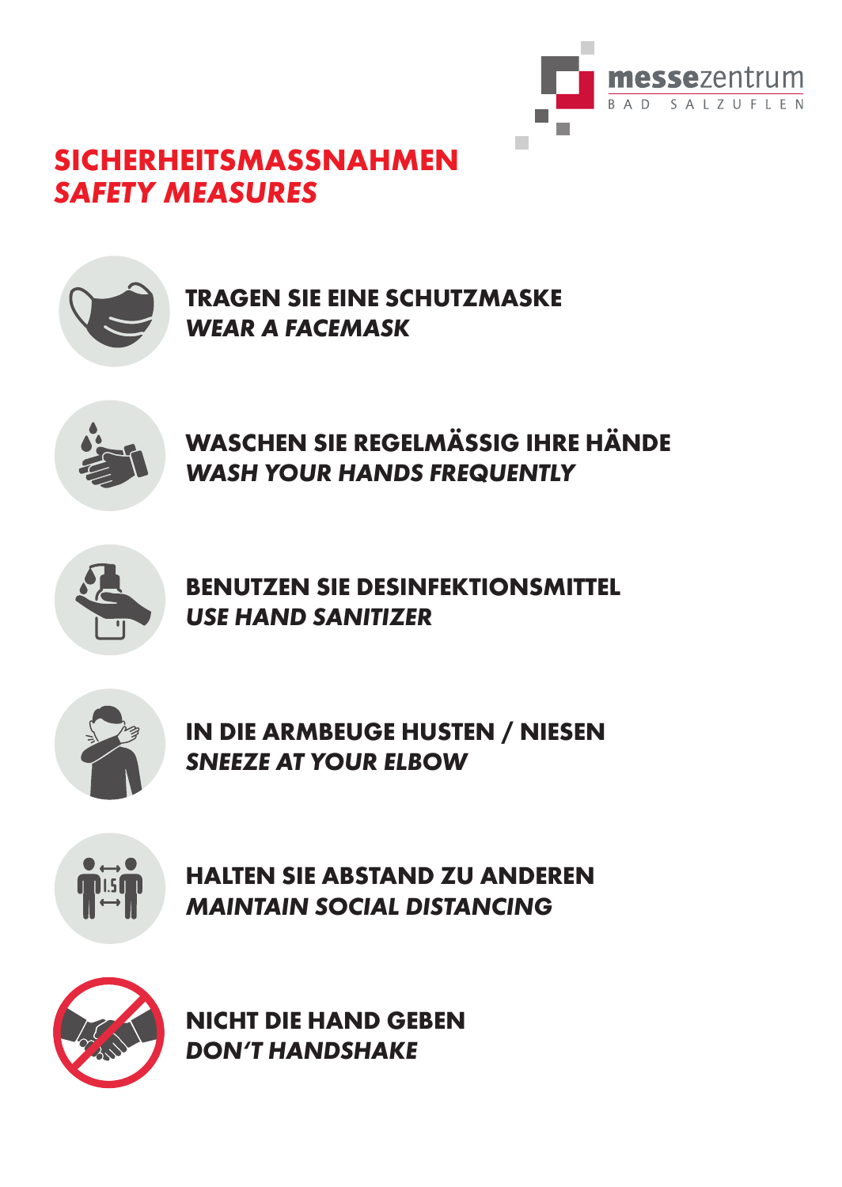messezentrum
BAD SALZUFLEN

# SICHERHEITSMASSNAHMEN
# *SAFETY MEASURES*

**TRAGEN SIE EINE SCHUTZMASKE**
***WEAR A FACEMASK***

**WASCHEN SIE REGELMÄSSIG IHRE HÄNDE**
***WASH YOUR HANDS FREQUENTLY***

**BENUTZEN SIE DESINFEKTIONSMITTEL**
***USE HAND SANITIZER***

**IN DIE ARMBEUGE HUSTEN / NIESEN**
***SNEEZE AT YOUR ELBOW***

1.5

**HALTEN SIE ABSTAND ZU ANDEREN**
***MAINTAIN SOCIAL DISTANCING***

**NICHT DIE HAND GEBEN**
***DON'T HANDSHAKE***